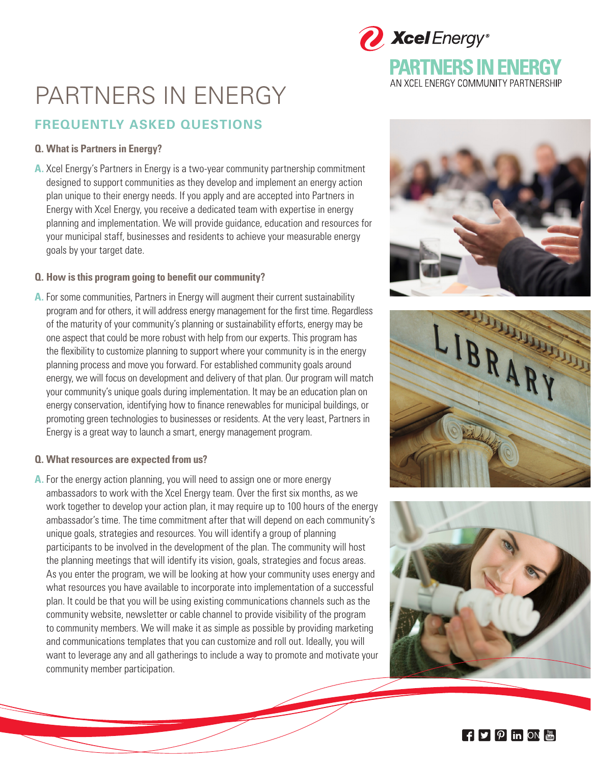# PARTNERS IN ENERGY

## FREQUENTLY ASKED QUESTIONS

**Q. What is Partners in Energy?**

**A.** Xcel Energy's Partners in Energy is a two-year community partnership commitment designed to support communities as they develop and implement an energy action plan unique to their energy needs. If you apply and are accepted into Partners in Energy with Xcel Energy, you receive a dedicated team with expertise in energy planning and implementation. We will provide guidance, education and resources for your municipal staff, businesses and residents to achieve your measurable energy goals by your target date.

**Q. How is this program going to benefit our community?**

**A.** For some communities, Partners in Energy will augment their current sustainability program and for others, it will address energy management for the first time. Regardless of the maturity of your community's planning or sustainability efforts, energy may be one aspect that could be more robust with help from our experts. This program has the flexibility to customize planning to support where your community is in the energy planning process and move you forward. For established community goals around energy, we will focus on development and delivery of that plan. Our program will match your community's unique goals during implementation. It may be an education plan on energy conservation, identifying how to finance renewables for municipal buildings, or promoting green technologies to businesses or residents. At the very least, Partners in Energy is a great way to launch a smart, energy management program.

**Q. What resources are expected from us?**

**A.** For the energy action planning, you will need to assign one or more energy ambassadors to work with the Xcel Energy team. Over the first six months, as we work together to develop your action plan, it may require up to 100 hours of the energy ambassador's time. The time commitment after that will depend on each community's unique goals, strategies and resources. You will identify a group of planning participants to be involved in the development of the plan. The community will host the planning meetings that will identify its vision, goals, strategies and focus areas. As you enter the program, we will be looking at how your community uses energy and what resources you have available to incorporate into implementation of a successful plan. It could be that you will be using existing communications channels such as the community website, newsletter or cable channel to provide visibility of the program to community members. We will make it as simple as possible by providing marketing and communications templates that you can customize and roll out. Ideally, you will want to leverage any and all gatherings to include a way to promote and motivate your community member participation.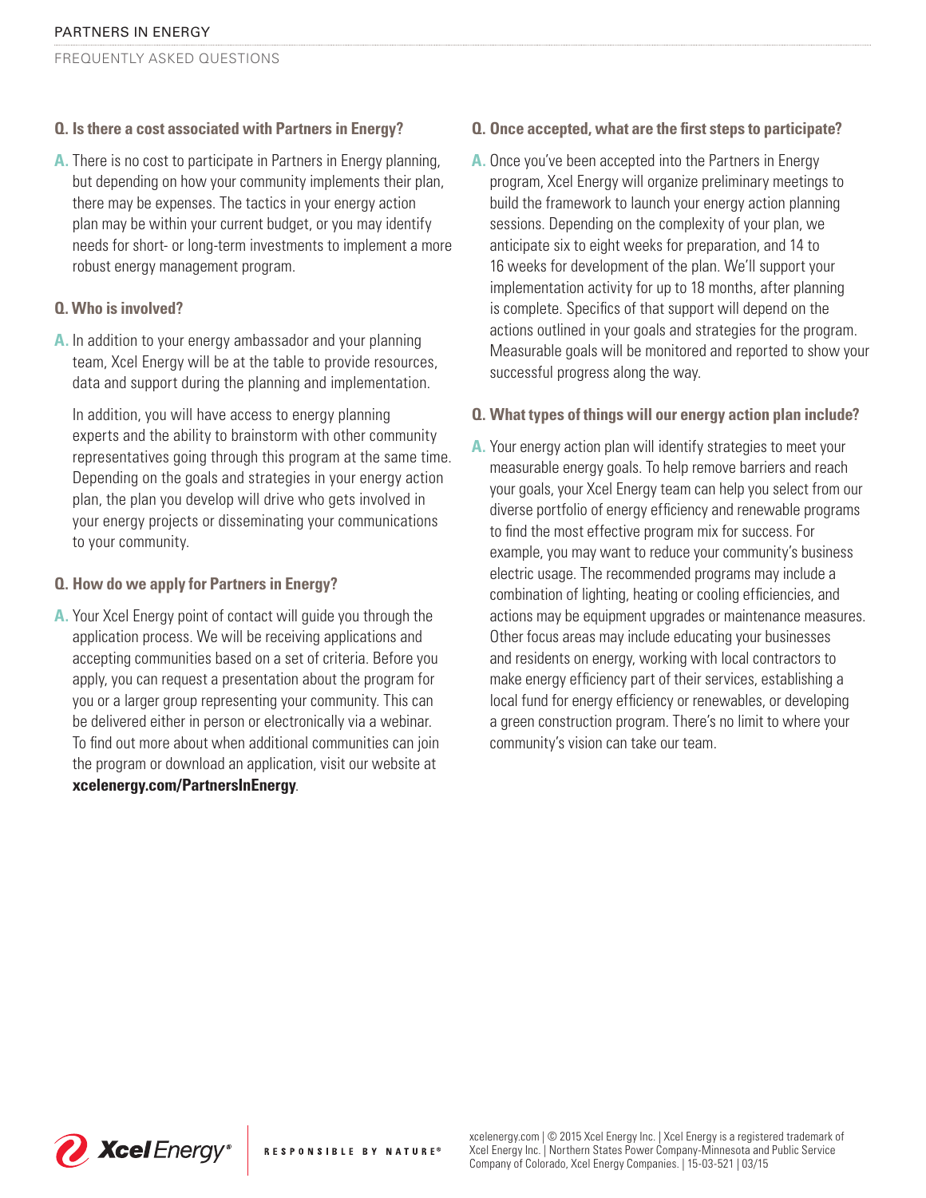**Q. Is there a cost associated with Partners in Energy?**

**A.** There is no cost to participate in Partners in Energy planning, but depending on how your community implements their plan, there may be expenses. The tactics in your energy action plan may be within your current budget, or you may identify needs for short- or long-term investments to implement a more robust energy management program.

**Q. Who is involved?**

**A.** In addition to your energy ambassador and your planning team, Xcel Energy will be at the table to provide resources, data and support during the planning and implementation.

In addition, you will have access to energy planning experts and the ability to brainstorm with other community representatives going through this program at the same time. Depending on the goals and strategies in your energy action plan, the plan you develop will drive who gets involved in your energy projects or disseminating your communications to your community.

**Q. How do we apply for Partners in Energy?**

**A.** Your Xcel Energy point of contact will guide you through the application process. We will be receiving applications and accepting communities based on a set of criteria. Before you apply, you can request a presentation about the program for you or a larger group representing your community. This can be delivered either in person or electronically via a webinar. To find out more about when additional communities can join the program or download an application, visit our website at **xcelenergy.com/PartnersInEnergy**.

**Q. Once accepted, what are the first steps to participate?**

**A.** Once you've been accepted into the Partners in Energy program, Xcel Energy will organize preliminary meetings to build the framework to launch your energy action planning sessions. Depending on the complexity of your plan, we anticipate six to eight weeks for preparation, and 14 to 16 weeks for development of the plan. We'll support your implementation activity for up to 18 months, after planning is complete. Specifics of that support will depend on the actions outlined in your goals and strategies for the program. Measurable goals will be monitored and reported to show your successful progress along the way.

**Q. What types of things will our energy action plan include?**

**A.** Your energy action plan will identify strategies to meet your measurable energy goals. To help remove barriers and reach your goals, your Xcel Energy team can help you select from our diverse portfolio of energy efficiency and renewable programs to find the most effective program mix for success. For example, you may want to reduce your community's business electric usage. The recommended programs may include a combination of lighting, heating or cooling efficiencies, and actions may be equipment upgrades or maintenance measures. Other focus areas may include educating your businesses and residents on energy, working with local contractors to make energy efficiency part of their services, establishing a local fund for energy efficiency or renewables, or developing a green construction program. There's no limit to where your community's vision can take our team.

Xcel Energy® RESPONSIBLE BY NATURE®

xcelenergy.com | © 2015 Xcel Energy Inc. | Xcel Energy is a registered trademark of Xcel Energy Inc. | Northern States Power Company-Minnesota and Public Service Company of Colorado, Xcel Energy Companies. | 15-03-521 | 03/15